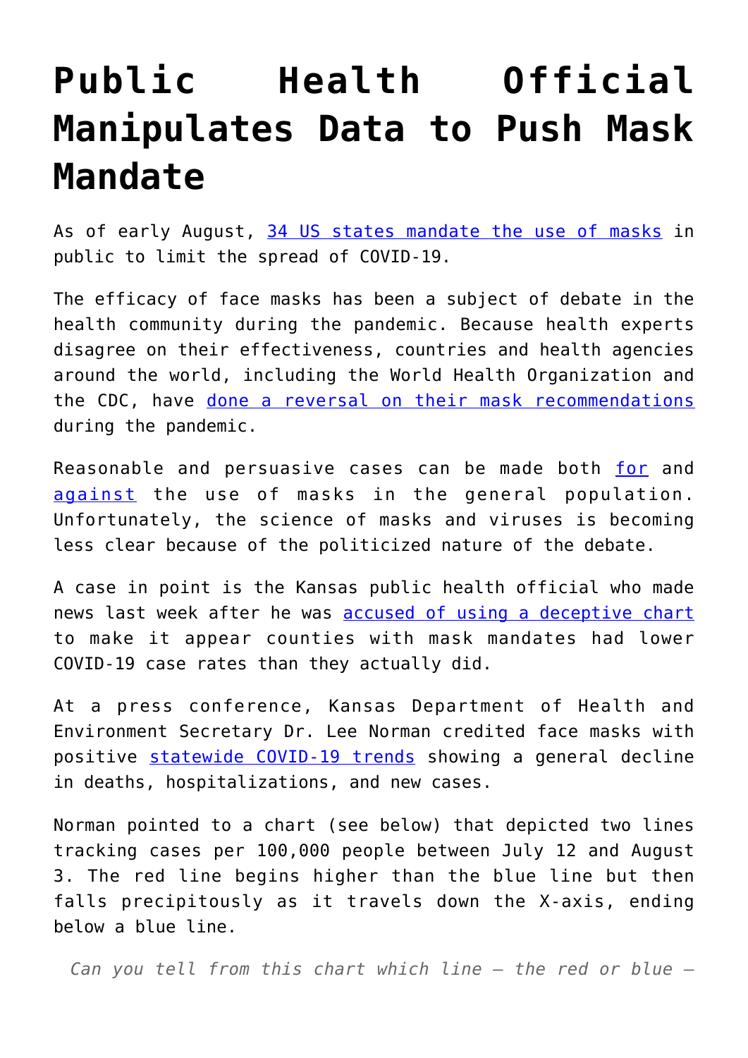# Public Health Official Manipulates Data to Push Mask Mandate

As of early August, [34 US states mandate the use of masks](#) in public to limit the spread of COVID-19.

The efficacy of face masks has been a subject of debate in the health community during the pandemic. Because health experts disagree on their effectiveness, countries and health agencies around the world, including the World Health Organization and the CDC, have [done a reversal on their mask recommendations](#) during the pandemic.

Reasonable and persuasive cases can be made both [for](#) and [against](#) the use of masks in the general population. Unfortunately, the science of masks and viruses is becoming less clear because of the politicized nature of the debate.

A case in point is the Kansas public health official who made news last week after he was [accused of using a deceptive chart](#) to make it appear counties with mask mandates had lower COVID-19 case rates than they actually did.

At a press conference, Kansas Department of Health and Environment Secretary Dr. Lee Norman credited face masks with positive [statewide COVID-19 trends](#) showing a general decline in deaths, hospitalizations, and new cases.

Norman pointed to a chart (see below) that depicted two lines tracking cases per 100,000 people between July 12 and August 3. The red line begins higher than the blue line but then falls precipitously as it travels down the X-axis, ending below a blue line.

*Can you tell from this chart which line – the red or blue –*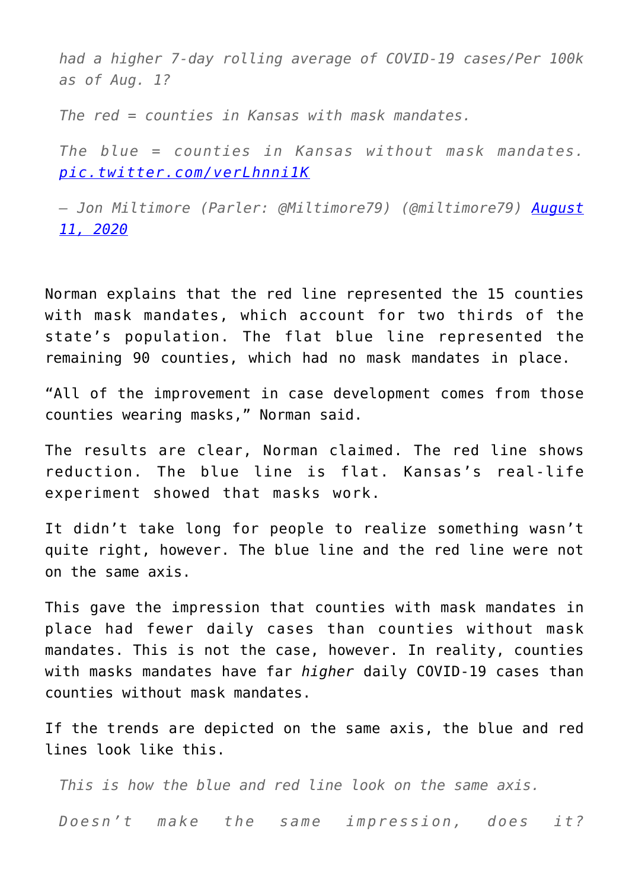*had a higher 7-day rolling average of COVID-19 cases/Per 100k as of Aug. 1?*

*The red = counties in Kansas with mask mandates.*

*The blue = counties in Kansas without mask mandates. [pic.twitter.com/verLhnni1K](pic.twitter.com/verLhnni1K)*

*— Jon Miltimore (Parler: @Miltimore79) (@miltimore79) [August 11, 2020](August 11, 2020)*

Norman explains that the red line represented the 15 counties with mask mandates, which account for two thirds of the state's population. The flat blue line represented the remaining 90 counties, which had no mask mandates in place.

"All of the improvement in case development comes from those counties wearing masks," Norman said.

The results are clear, Norman claimed. The red line shows reduction. The blue line is flat. Kansas's real-life experiment showed that masks work.

It didn't take long for people to realize something wasn't quite right, however. The blue line and the red line were not on the same axis.

This gave the impression that counties with mask mandates in place had fewer daily cases than counties without mask mandates. This is not the case, however. In reality, counties with masks mandates have far *higher* daily COVID-19 cases than counties without mask mandates.

If the trends are depicted on the same axis, the blue and red lines look like this.

*This is how the blue and red line look on the same axis.*

*Doesn't make the same impression, does it?*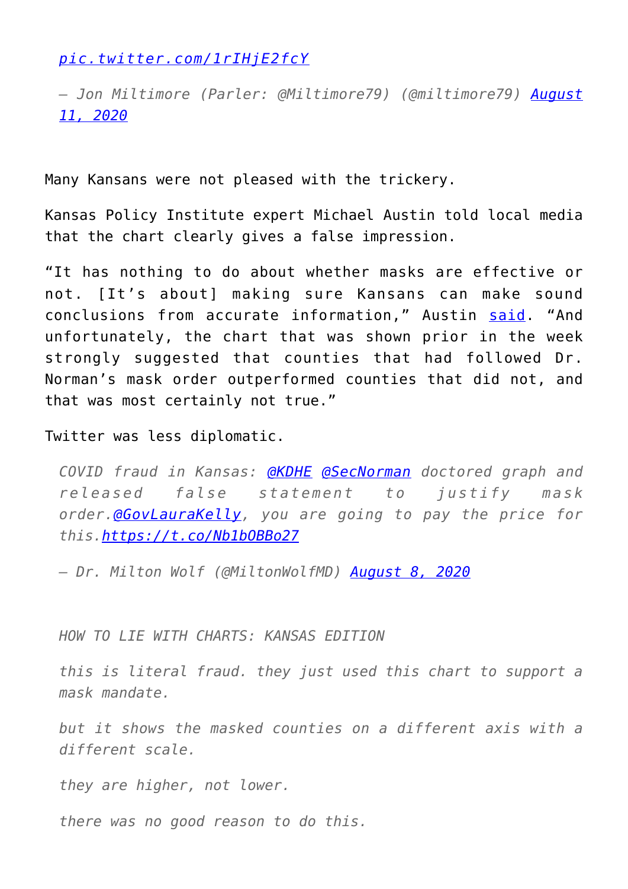> *[pic.twitter.com/1rIHjE2fcY](pic.twitter.com/1rIHjE2fcY)*
>
> *— Jon Miltimore (Parler: @Miltimore79) (@miltimore79) [August 11, 2020](#)*

Many Kansans were not pleased with the trickery.

Kansas Policy Institute expert Michael Austin told local media that the chart clearly gives a false impression.

"It has nothing to do about whether masks are effective or not. [It's about] making sure Kansans can make sound conclusions from accurate information," Austin [said](#). "And unfortunately, the chart that was shown prior in the week strongly suggested that counties that had followed Dr. Norman's mask order outperformed counties that did not, and that was most certainly not true."

Twitter was less diplomatic.

> *COVID fraud in Kansas: [@KDHE](#) [@SecNorman](#) doctored graph and released false statement to justify mask order.[@GovLauraKelly](#), you are going to pay the price for this.[https://t.co/Nb1bOBBo27](https://t.co/Nb1bOBBo27)*
>
> *— Dr. Milton Wolf (@MiltonWolfMD) [August 8, 2020](#)*

> *HOW TO LIE WITH CHARTS: KANSAS EDITION*
>
> *this is literal fraud. they just used this chart to support a mask mandate.*
>
> *but it shows the masked counties on a different axis with a different scale.*
>
> *they are higher, not lower.*
>
> *there was no good reason to do this.*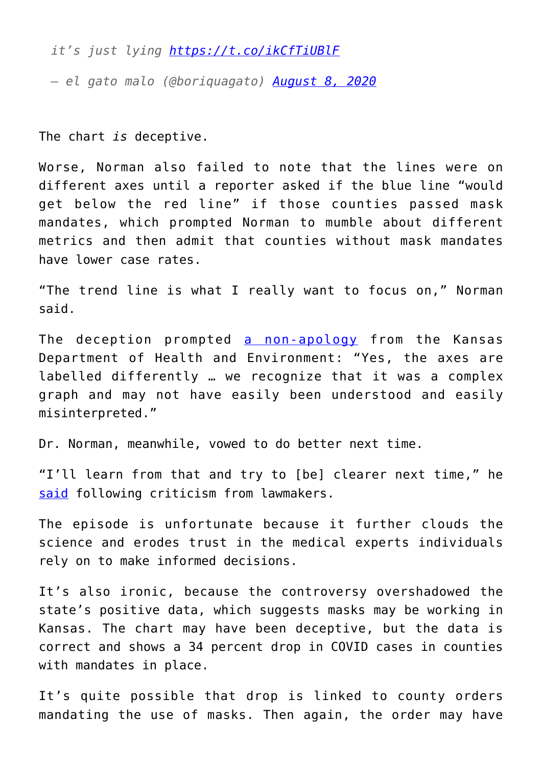> *it's just lying [https://t.co/ikCfTiUBlF](https://t.co/ikCfTiUBlF)*
>
> *— el gato malo (@boriquagato) [August 8, 2020](August 8, 2020)*

The chart *is* deceptive.

Worse, Norman also failed to note that the lines were on different axes until a reporter asked if the blue line "would get below the red line" if those counties passed mask mandates, which prompted Norman to mumble about different metrics and then admit that counties without mask mandates have lower case rates.

"The trend line is what I really want to focus on," Norman said.

The deception prompted a non-apology from the Kansas Department of Health and Environment: "Yes, the axes are labelled differently … we recognize that it was a complex graph and may not have easily been understood and easily misinterpreted."

Dr. Norman, meanwhile, vowed to do better next time.

"I'll learn from that and try to [be] clearer next time," he said following criticism from lawmakers.

The episode is unfortunate because it further clouds the science and erodes trust in the medical experts individuals rely on to make informed decisions.

It's also ironic, because the controversy overshadowed the state's positive data, which suggests masks may be working in Kansas. The chart may have been deceptive, but the data is correct and shows a 34 percent drop in COVID cases in counties with mandates in place.

It's quite possible that drop is linked to county orders mandating the use of masks. Then again, the order may have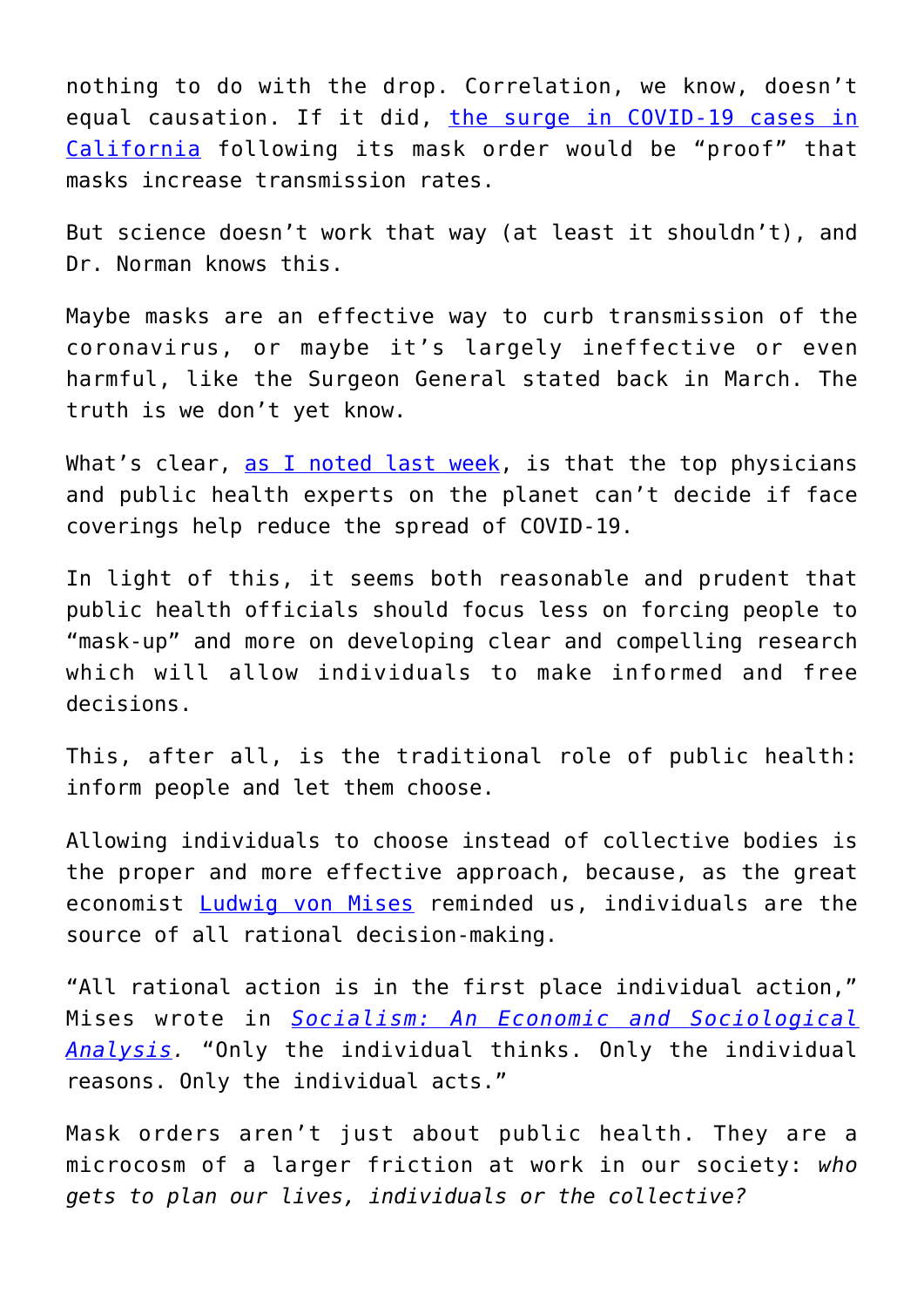nothing to do with the drop. Correlation, we know, doesn't equal causation. If it did, the surge in COVID-19 cases in California following its mask order would be "proof" that masks increase transmission rates.

But science doesn't work that way (at least it shouldn't), and Dr. Norman knows this.

Maybe masks are an effective way to curb transmission of the coronavirus, or maybe it's largely ineffective or even harmful, like the Surgeon General stated back in March. The truth is we don't yet know.

What's clear, as I noted last week, is that the top physicians and public health experts on the planet can't decide if face coverings help reduce the spread of COVID-19.

In light of this, it seems both reasonable and prudent that public health officials should focus less on forcing people to "mask-up" and more on developing clear and compelling research which will allow individuals to make informed and free decisions.

This, after all, is the traditional role of public health: inform people and let them choose.

Allowing individuals to choose instead of collective bodies is the proper and more effective approach, because, as the great economist Ludwig von Mises reminded us, individuals are the source of all rational decision-making.

"All rational action is in the first place individual action," Mises wrote in *Socialism: An Economic and Sociological Analysis.* "Only the individual thinks. Only the individual reasons. Only the individual acts."

Mask orders aren't just about public health. They are a microcosm of a larger friction at work in our society: *who gets to plan our lives, individuals or the collective?*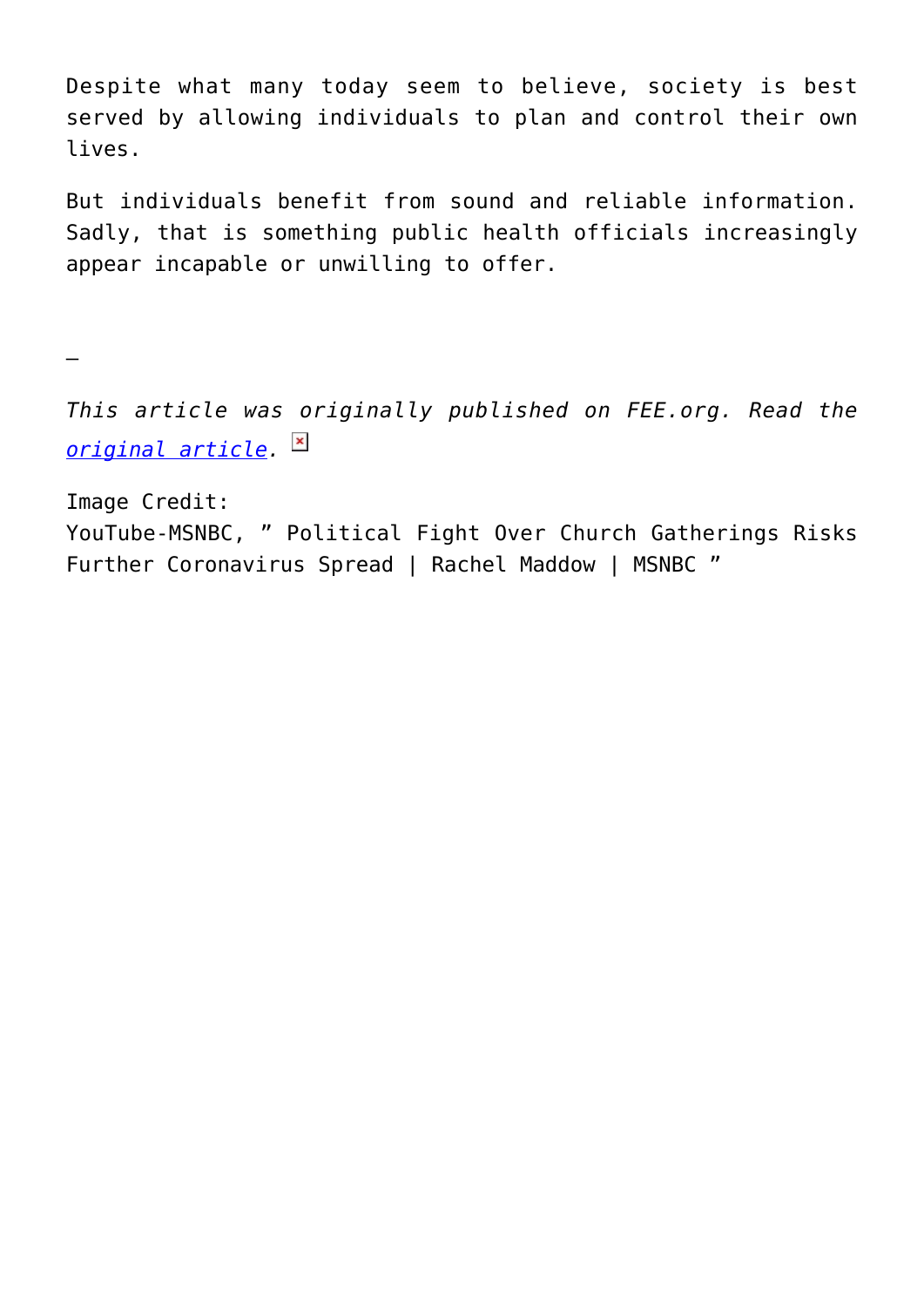Despite what many today seem to believe, society is best served by allowing individuals to plan and control their own lives.

But individuals benefit from sound and reliable information. Sadly, that is something public health officials increasingly appear incapable or unwilling to offer.

—

*This article was originally published on FEE.org. Read the original article.*

Image Credit:
YouTube-MSNBC, " Political Fight Over Church Gatherings Risks Further Coronavirus Spread | Rachel Maddow | MSNBC "